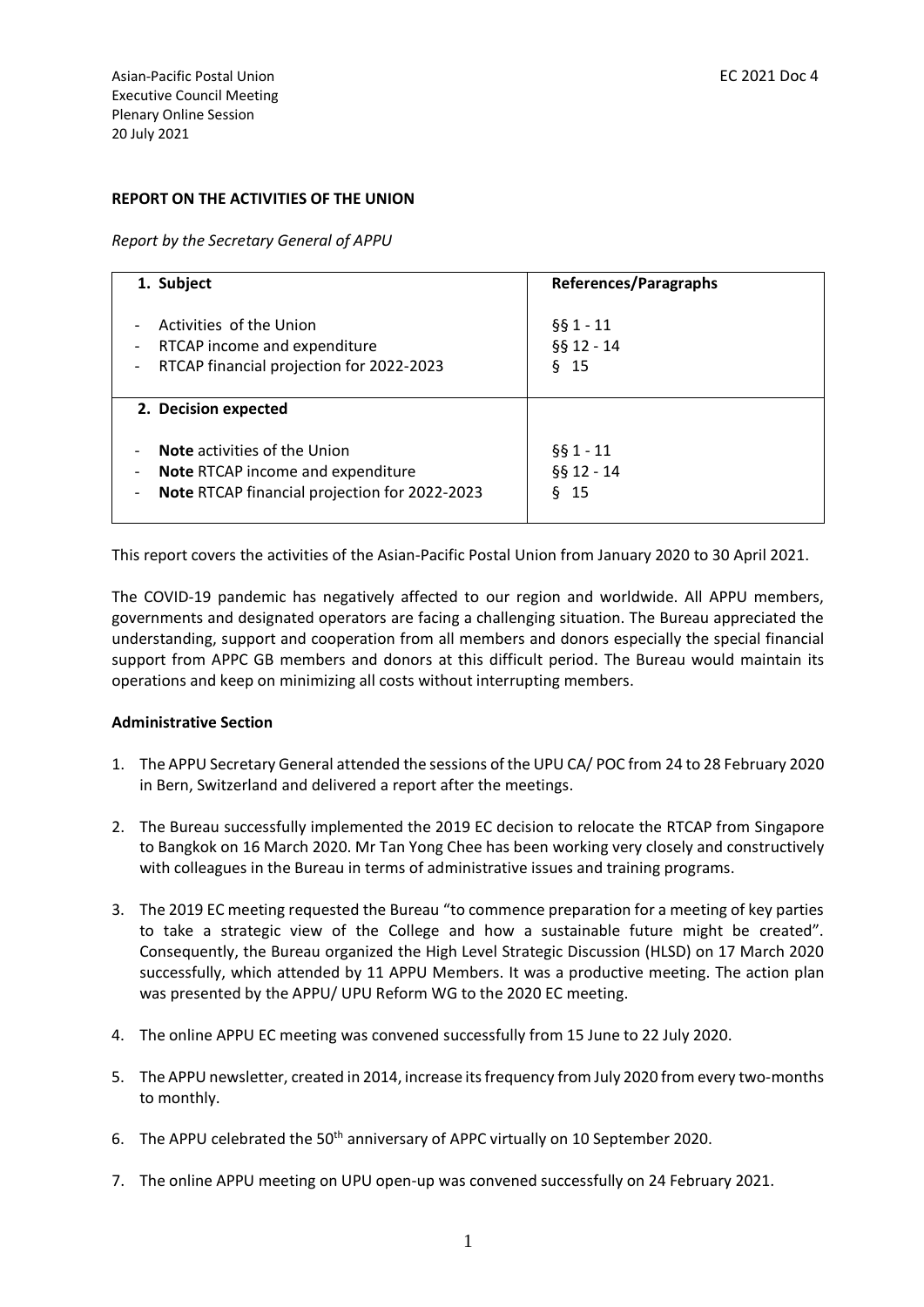Asian-Pacific Postal Union
Executive Council Meeting
Plenary Online Session
20 July 2021

EC 2021 Doc 4

**REPORT ON THE ACTIVITIES OF THE UNION**

*Report by the Secretary General of APPU*

| **1. Subject** | **References/Paragraphs** |
|---|---|
| - Activities of the Union<br>- RTCAP income and expenditure<br>- RTCAP financial projection for 2022-2023 | §§ 1 - 11<br>§§ 12 - 14<br>§ 15 |
| **2. Decision expected** | |
| - **Note** activities of the Union<br>- **Note** RTCAP income and expenditure<br>- **Note** RTCAP financial projection for 2022-2023 | §§ 1 - 11<br>§§ 12 - 14<br>§ 15 |

This report covers the activities of the Asian-Pacific Postal Union from January 2020 to 30 April 2021.

The COVID-19 pandemic has negatively affected to our region and worldwide. All APPU members, governments and designated operators are facing a challenging situation. The Bureau appreciated the understanding, support and cooperation from all members and donors especially the special financial support from APPC GB members and donors at this difficult period. The Bureau would maintain its operations and keep on minimizing all costs without interrupting members.

**Administrative Section**

1. The APPU Secretary General attended the sessions of the UPU CA/ POC from 24 to 28 February 2020 in Bern, Switzerland and delivered a report after the meetings.

2. The Bureau successfully implemented the 2019 EC decision to relocate the RTCAP from Singapore to Bangkok on 16 March 2020. Mr Tan Yong Chee has been working very closely and constructively with colleagues in the Bureau in terms of administrative issues and training programs.

3. The 2019 EC meeting requested the Bureau "to commence preparation for a meeting of key parties to take a strategic view of the College and how a sustainable future might be created". Consequently, the Bureau organized the High Level Strategic Discussion (HLSD) on 17 March 2020 successfully, which attended by 11 APPU Members. It was a productive meeting. The action plan was presented by the APPU/ UPU Reform WG to the 2020 EC meeting.

4. The online APPU EC meeting was convened successfully from 15 June to 22 July 2020.

5. The APPU newsletter, created in 2014, increase its frequency from July 2020 from every two-months to monthly.

6. The APPU celebrated the 50th anniversary of APPC virtually on 10 September 2020.

7. The online APPU meeting on UPU open-up was convened successfully on 24 February 2021.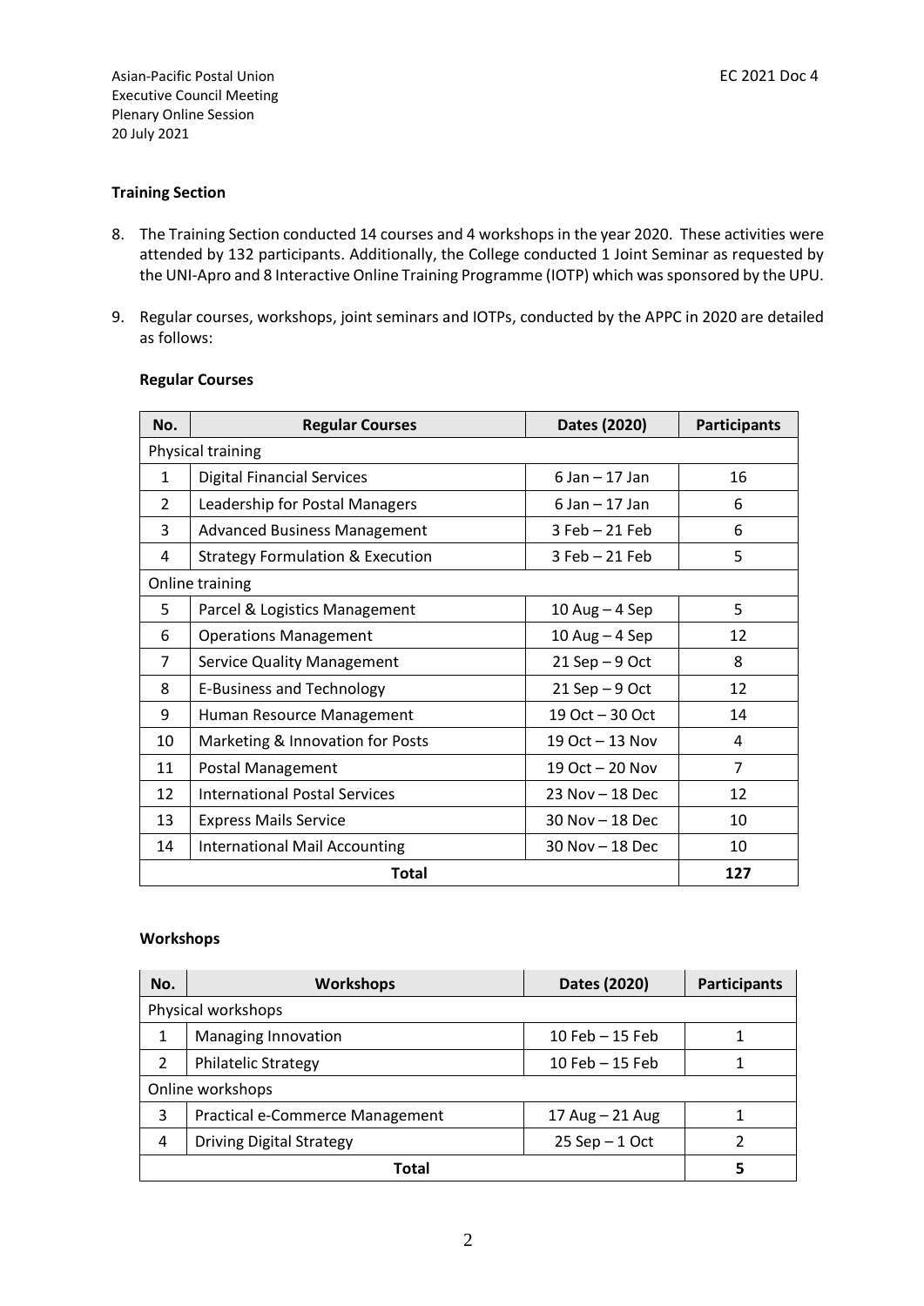**Training Section**

8. The Training Section conducted 14 courses and 4 workshops in the year 2020. These activities were attended by 132 participants. Additionally, the College conducted 1 Joint Seminar as requested by the UNI-Apro and 8 Interactive Online Training Programme (IOTP) which was sponsored by the UPU.

9. Regular courses, workshops, joint seminars and IOTPs, conducted by the APPC in 2020 are detailed as follows:

**Regular Courses**

| No. | Regular Courses | Dates (2020) | Participants |
|---|---|---|---|
| Physical training | | | |
| 1 | Digital Financial Services | 6 Jan – 17 Jan | 16 |
| 2 | Leadership for Postal Managers | 6 Jan – 17 Jan | 6 |
| 3 | Advanced Business Management | 3 Feb – 21 Feb | 6 |
| 4 | Strategy Formulation & Execution | 3 Feb – 21 Feb | 5 |
| Online training | | | |
| 5 | Parcel & Logistics Management | 10 Aug – 4 Sep | 5 |
| 6 | Operations Management | 10 Aug – 4 Sep | 12 |
| 7 | Service Quality Management | 21 Sep – 9 Oct | 8 |
| 8 | E-Business and Technology | 21 Sep – 9 Oct | 12 |
| 9 | Human Resource Management | 19 Oct – 30 Oct | 14 |
| 10 | Marketing & Innovation for Posts | 19 Oct – 13 Nov | 4 |
| 11 | Postal Management | 19 Oct – 20 Nov | 7 |
| 12 | International Postal Services | 23 Nov – 18 Dec | 12 |
| 13 | Express Mails Service | 30 Nov – 18 Dec | 10 |
| 14 | International Mail Accounting | 30 Nov – 18 Dec | 10 |
| **Total** | | | **127** |

**Workshops**

| No. | Workshops | Dates (2020) | Participants |
|---|---|---|---|
| Physical workshops | | | |
| 1 | Managing Innovation | 10 Feb – 15 Feb | 1 |
| 2 | Philatelic Strategy | 10 Feb – 15 Feb | 1 |
| Online workshops | | | |
| 3 | Practical e-Commerce Management | 17 Aug – 21 Aug | 1 |
| 4 | Driving Digital Strategy | 25 Sep – 1 Oct | 2 |
| **Total** | | | **5** |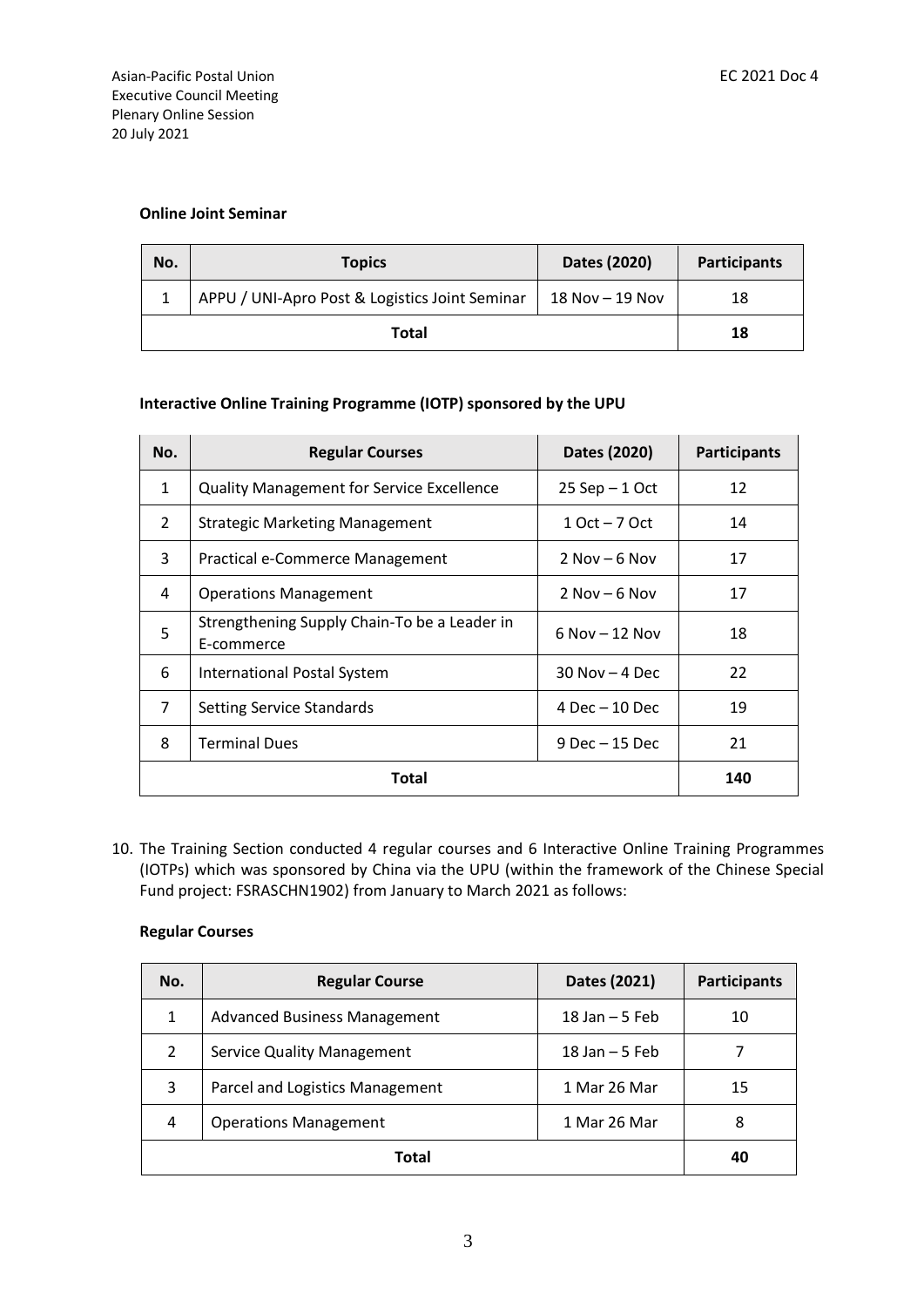**Online Joint Seminar**

| No. | Topics | Dates (2020) | Participants |
|---|---|---|---|
| 1 | APPU / UNI-Apro Post & Logistics Joint Seminar | 18 Nov – 19 Nov | 18 |
| Total | | | 18 |

**Interactive Online Training Programme (IOTP) sponsored by the UPU**

| No. | Regular Courses | Dates (2020) | Participants |
|---|---|---|---|
| 1 | Quality Management for Service Excellence | 25 Sep – 1 Oct | 12 |
| 2 | Strategic Marketing Management | 1 Oct – 7 Oct | 14 |
| 3 | Practical e-Commerce Management | 2 Nov – 6 Nov | 17 |
| 4 | Operations Management | 2 Nov – 6 Nov | 17 |
| 5 | Strengthening Supply Chain-To be a Leader in E-commerce | 6 Nov – 12 Nov | 18 |
| 6 | International Postal System | 30 Nov – 4 Dec | 22 |
| 7 | Setting Service Standards | 4 Dec – 10 Dec | 19 |
| 8 | Terminal Dues | 9 Dec – 15 Dec | 21 |
| Total | | | 140 |

10. The Training Section conducted 4 regular courses and 6 Interactive Online Training Programmes (IOTPs) which was sponsored by China via the UPU (within the framework of the Chinese Special Fund project: FSRASCHN1902) from January to March 2021 as follows:

**Regular Courses**

| No. | Regular Course | Dates (2021) | Participants |
|---|---|---|---|
| 1 | Advanced Business Management | 18 Jan – 5 Feb | 10 |
| 2 | Service Quality Management | 18 Jan – 5 Feb | 7 |
| 3 | Parcel and Logistics Management | 1 Mar 26 Mar | 15 |
| 4 | Operations Management | 1 Mar 26 Mar | 8 |
| Total | | | 40 |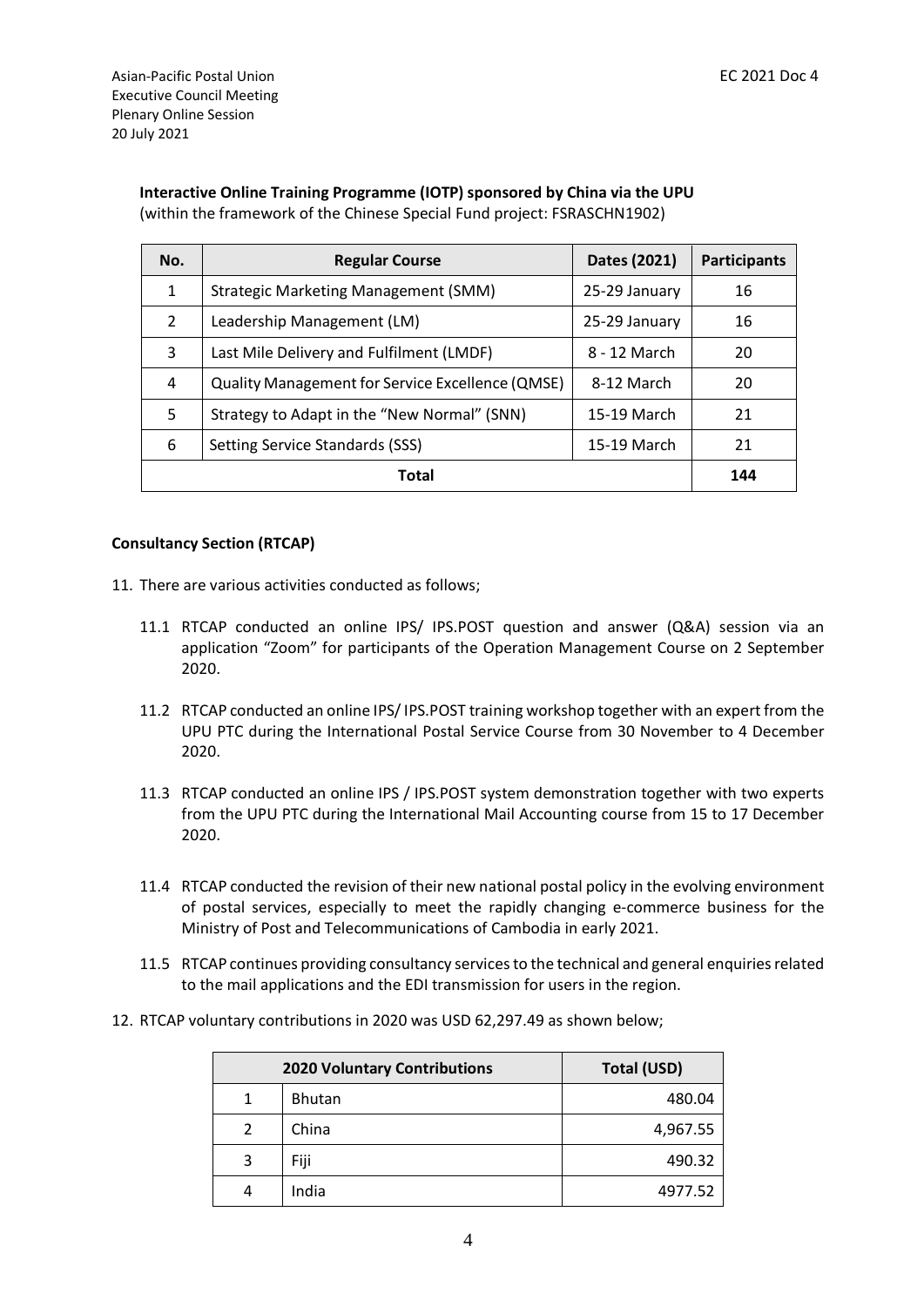**Interactive Online Training Programme (IOTP) sponsored by China via the UPU**
(within the framework of the Chinese Special Fund project: FSRASCHN1902)

| No. | Regular Course | Dates (2021) | Participants |
|---|---|---|---|
| 1 | Strategic Marketing Management (SMM) | 25-29 January | 16 |
| 2 | Leadership Management (LM) | 25-29 January | 16 |
| 3 | Last Mile Delivery and Fulfilment (LMDF) | 8 - 12 March | 20 |
| 4 | Quality Management for Service Excellence (QMSE) | 8-12 March | 20 |
| 5 | Strategy to Adapt in the “New Normal” (SNN) | 15-19 March | 21 |
| 6 | Setting Service Standards (SSS) | 15-19 March | 21 |
| Total | | | 144 |

**Consultancy Section (RTCAP)**

11. There are various activities conducted as follows;

    11.1 RTCAP conducted an online IPS/ IPS.POST question and answer (Q&A) session via an application “Zoom” for participants of the Operation Management Course on 2 September 2020.

    11.2 RTCAP conducted an online IPS/ IPS.POST training workshop together with an expert from the UPU PTC during the International Postal Service Course from 30 November to 4 December 2020.

    11.3 RTCAP conducted an online IPS / IPS.POST system demonstration together with two experts from the UPU PTC during the International Mail Accounting course from 15 to 17 December 2020.

    11.4 RTCAP conducted the revision of their new national postal policy in the evolving environment of postal services, especially to meet the rapidly changing e-commerce business for the Ministry of Post and Telecommunications of Cambodia in early 2021.

    11.5 RTCAP continues providing consultancy services to the technical and general enquiries related to the mail applications and the EDI transmission for users in the region.

12. RTCAP voluntary contributions in 2020 was USD 62,297.49 as shown below;

| 2020 Voluntary Contributions | | Total (USD) |
|---|---|---|
| 1 | Bhutan | 480.04 |
| 2 | China | 4,967.55 |
| 3 | Fiji | 490.32 |
| 4 | India | 4977.52 |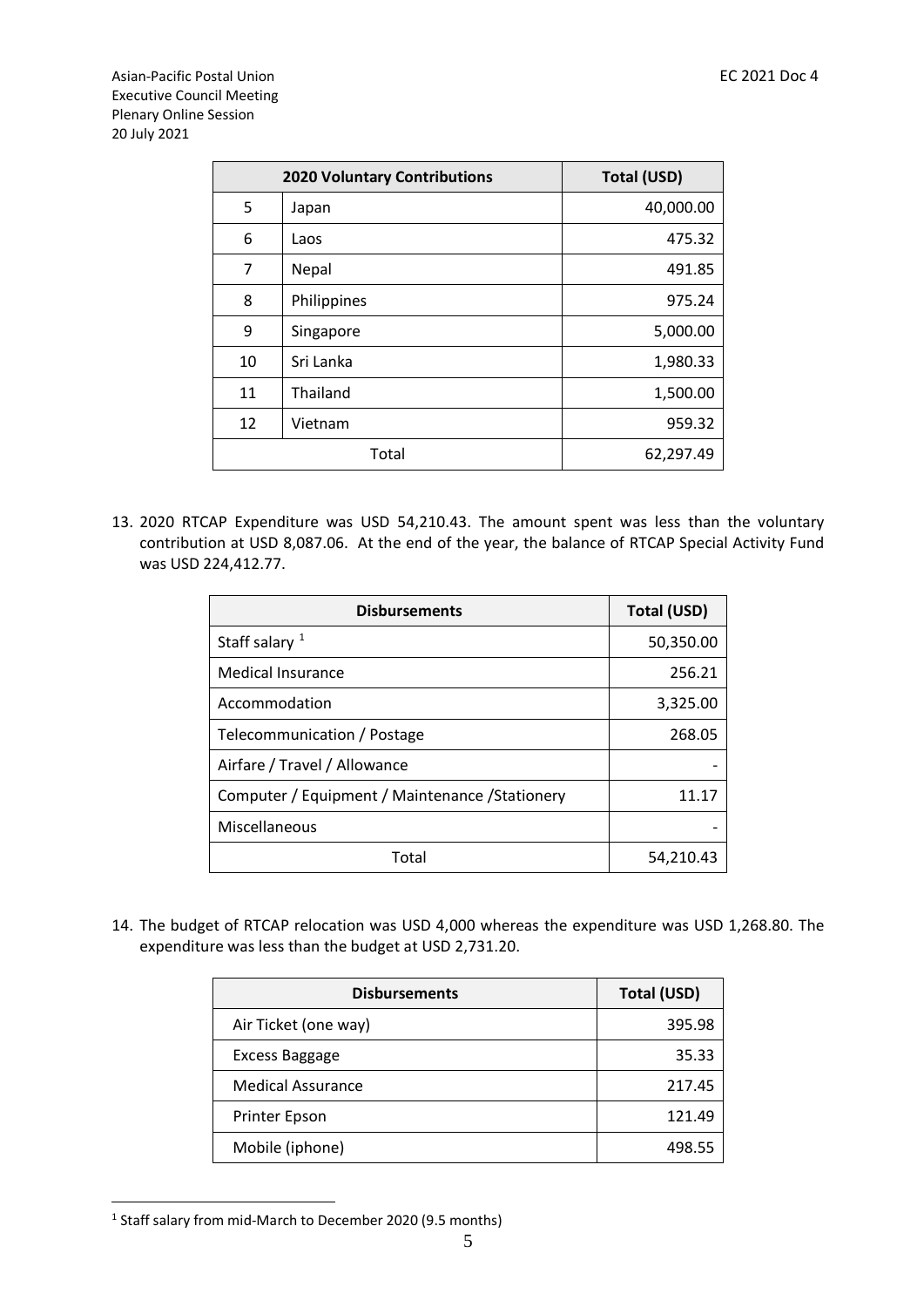| 2020 Voluntary Contributions | | Total (USD) |
|---|---|---|
| 5 | Japan | 40,000.00 |
| 6 | Laos | 475.32 |
| 7 | Nepal | 491.85 |
| 8 | Philippines | 975.24 |
| 9 | Singapore | 5,000.00 |
| 10 | Sri Lanka | 1,980.33 |
| 11 | Thailand | 1,500.00 |
| 12 | Vietnam | 959.32 |
| Total | | 62,297.49 |

13. 2020 RTCAP Expenditure was USD 54,210.43. The amount spent was less than the voluntary contribution at USD 8,087.06. At the end of the year, the balance of RTCAP Special Activity Fund was USD 224,412.77.

| Disbursements | Total (USD) |
|---|---|
| Staff salary [1] | 50,350.00 |
| Medical Insurance | 256.21 |
| Accommodation | 3,325.00 |
| Telecommunication / Postage | 268.05 |
| Airfare / Travel / Allowance | - |
| Computer / Equipment / Maintenance /Stationery | 11.17 |
| Miscellaneous | - |
| Total | 54,210.43 |

14. The budget of RTCAP relocation was USD 4,000 whereas the expenditure was USD 1,268.80. The expenditure was less than the budget at USD 2,731.20.

| Disbursements | Total (USD) |
|---|---|
| Air Ticket (one way) | 395.98 |
| Excess Baggage | 35.33 |
| Medical Assurance | 217.45 |
| Printer Epson | 121.49 |
| Mobile (iphone) | 498.55 |

[1] Staff salary from mid-March to December 2020 (9.5 months)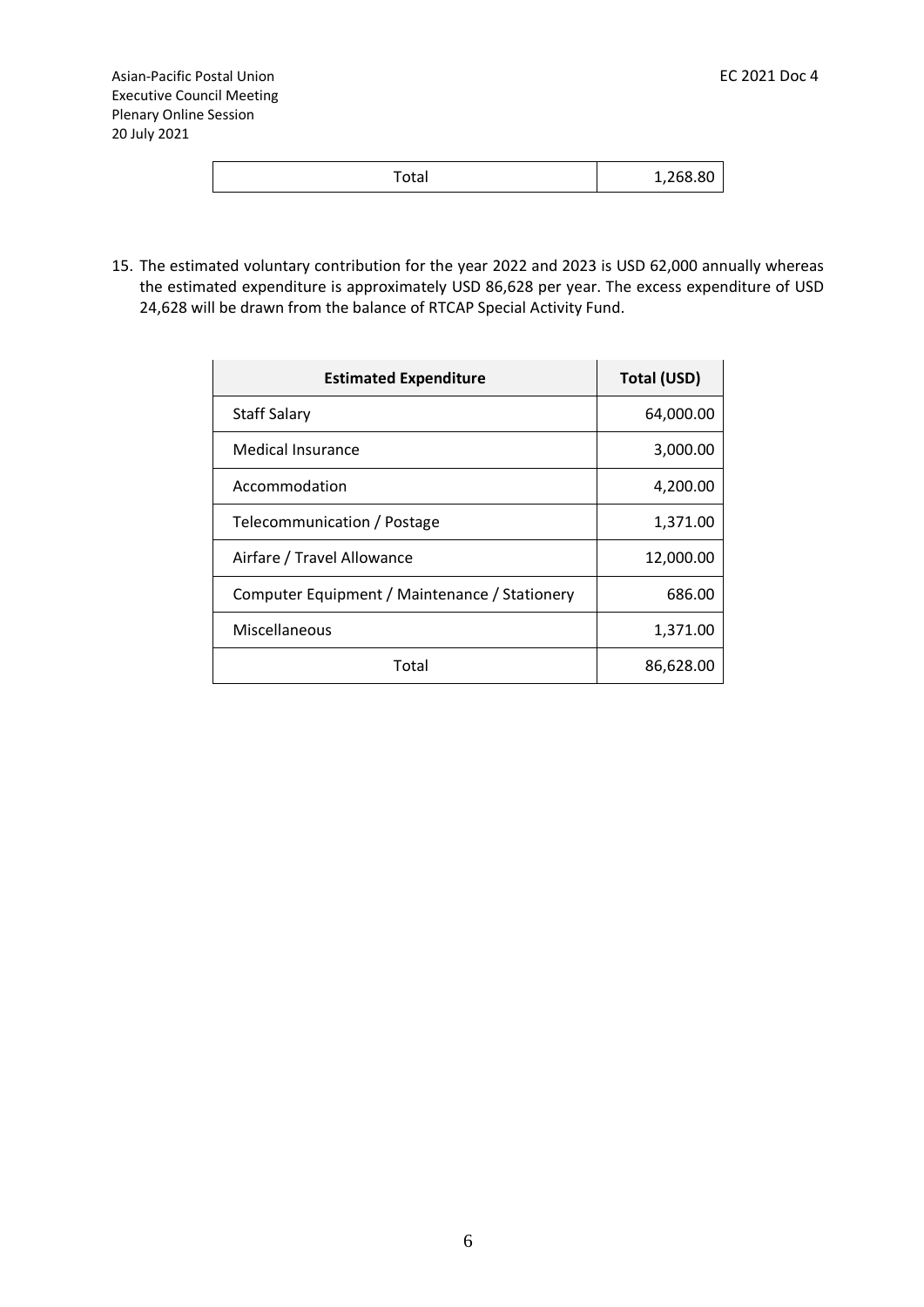| | |
|---|---|
| Total | 1,268.80 |

15. The estimated voluntary contribution for the year 2022 and 2023 is USD 62,000 annually whereas the estimated expenditure is approximately USD 86,628 per year. The excess expenditure of USD 24,628 will be drawn from the balance of RTCAP Special Activity Fund.

| Estimated Expenditure | Total (USD) |
|---|---|
| Staff Salary | 64,000.00 |
| Medical Insurance | 3,000.00 |
| Accommodation | 4,200.00 |
| Telecommunication / Postage | 1,371.00 |
| Airfare / Travel Allowance | 12,000.00 |
| Computer Equipment / Maintenance / Stationery | 686.00 |
| Miscellaneous | 1,371.00 |
| Total | 86,628.00 |